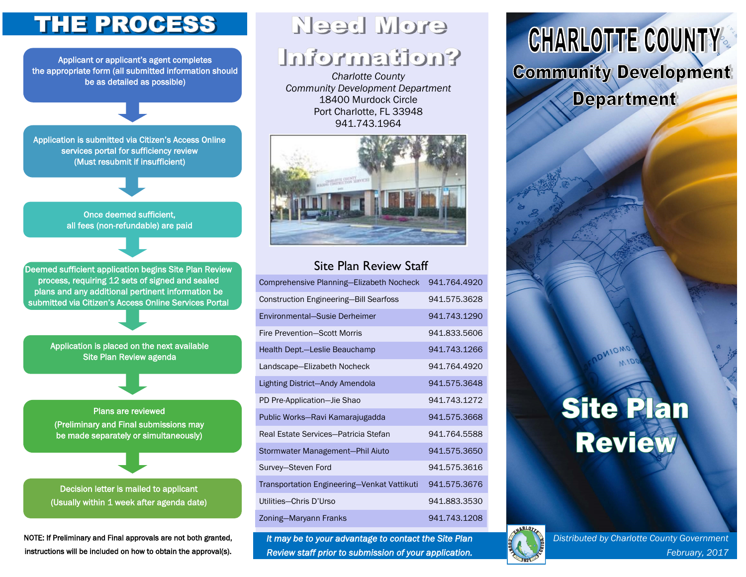# THE PROCESS

Applicant or applicant's agent completes the appropriate form (all submitted information should be as detailed as possible)

Application is submitted via Citizen's Access Online services portal for sufficiency review (Must resubmit if insufficient)

Once deemed sufficient, all fees (non-refundable) are paid

Deemed sufficient application begins Site Plan Review process, requiring 12 sets of signed and sealed plans and any additional pertinent information be submitted via Citizen's Access Online Services Portal

Application is placed on the next available Site Plan Review agenda

Plans are reviewed (Preliminary and Final submissions may be made separately or simultaneously)

Decision letter is mailed to applicant (Usually within 1 week after agenda date)

NOTE: If Preliminary and Final approvals are not both granted, instructions will be included on how to obtain the approval(s).

# Need More Information?

*Charlotte County*
*Community Development Department*
18400 Murdock Circle
Port Charlotte, FL 33948
941.743.1964

## Site Plan Review Staff

| Staff | Phone |
|---|---|
| Comprehensive Planning—Elizabeth Nocheck | 941.764.4920 |
| Construction Engineering—Bill Searfoss | 941.575.3628 |
| Environmental—Susie Derheimer | 941.743.1290 |
| Fire Prevention—Scott Morris | 941.833.5606 |
| Health Dept.—Leslie Beauchamp | 941.743.1266 |
| Landscape—Elizabeth Nocheck | 941.764.4920 |
| Lighting District—Andy Amendola | 941.575.3648 |
| PD Pre-Application—Jie Shao | 941.743.1272 |
| Public Works—Ravi Kamarajugadda | 941.575.3668 |
| Real Estate Services—Patricia Stefan | 941.764.5588 |
| Stormwater Management—Phil Aiuto | 941.575.3650 |
| Survey—Steven Ford | 941.575.3616 |
| Transportation Engineering—Venkat Vattikuti | 941.575.3676 |
| Utilities—Chris D'Urso | 941.883.3530 |
| Zoning—Maryann Franks | 941.743.1208 |

***It may be to your advantage to contact the Site Plan Review staff prior to submission of your application.***

# CHARLOTTE COUNTY

## Community Development Department

# Site Plan Review

*Distributed by Charlotte County Government*
*February, 2017*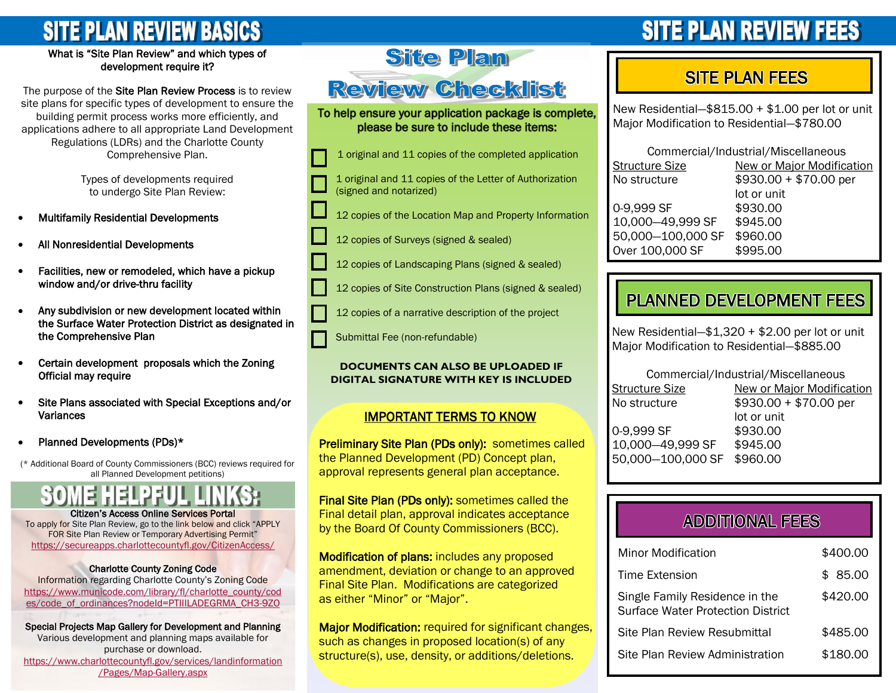# SITE PLAN REVIEW BASICS

**What is "Site Plan Review" and which types of development require it?**

The purpose of the **Site Plan Review Process** is to review site plans for specific types of development to ensure the building permit process works more efficiently, and applications adhere to all appropriate Land Development Regulations (LDRs) and the Charlotte County Comprehensive Plan.

Types of developments required to undergo Site Plan Review:

- **Multifamily Residential Developments**
- **All Nonresidential Developments**
- **Facilities, new or remodeled, which have a pickup window and/or drive-thru facility**
- **Any subdivision or new development located within the Surface Water Protection District as designated in the Comprehensive Plan**
- **Certain development proposals which the Zoning Official may require**
- **Site Plans associated with Special Exceptions and/or Variances**
- **Planned Developments (PDs)***

(* Additional Board of County Commissioners (BCC) reviews required for all Planned Development petitions)

## SOME HELPFUL LINKS:

**Citizen's Access Online Services Portal**
To apply for Site Plan Review, go to the link below and click "APPLY FOR Site Plan Review or Temporary Advertising Permit"
https://secureapps.charlottecountyfl.gov/CitizenAccess/

**Charlotte County Zoning Code**
Information regarding Charlotte County's Zoning Code
https://www.municode.com/library/fl/charlotte_county/codes/code_of_ordinances?nodeId=PTIIILADEGRMA_CH3-9ZO

**Special Projects Map Gallery for Development and Planning**
Various development and planning maps available for purchase or download.
https://www.charlottecountyfl.gov/services/landinformation/Pages/Map-Gallery.aspx

# Site Plan Review Checklist

**To help ensure your application package is complete, please be sure to include these items:**

- [ ] 1 original and 11 copies of the completed application
- [ ] 1 original and 11 copies of the Letter of Authorization (signed and notarized)
- [ ] 12 copies of the Location Map and Property Information
- [ ] 12 copies of Surveys (signed & sealed)
- [ ] 12 copies of Landscaping Plans (signed & sealed)
- [ ] 12 copies of Site Construction Plans (signed & sealed)
- [ ] 12 copies of a narrative description of the project
- [ ] Submittal Fee (non-refundable)

**DOCUMENTS CAN ALSO BE UPLOADED IF DIGITAL SIGNATURE WITH KEY IS INCLUDED**

## IMPORTANT TERMS TO KNOW

**Preliminary Site Plan (PDs only):** sometimes called the Planned Development (PD) Concept plan, approval represents general plan acceptance.

**Final Site Plan (PDs only):** sometimes called the Final detail plan, approval indicates acceptance by the Board Of County Commissioners (BCC).

**Modification of plans:** includes any proposed amendment, deviation or change to an approved Final Site Plan. Modifications are categorized as either "Minor" or "Major".

**Major Modification:** required for significant changes, such as changes in proposed location(s) of any structure(s), use, density, or additions/deletions.

# SITE PLAN REVIEW FEES

## SITE PLAN FEES

New Residential—$815.00 + $1.00 per lot or unit
Major Modification to Residential—$780.00

Commercial/Industrial/Miscellaneous

| Structure Size | New or Major Modification |
|---|---|
| No structure | $930.00 + $70.00 per lot or unit |
| 0-9,999 SF | $930.00 |
| 10,000—49,999 SF | $945.00 |
| 50,000—100,000 SF | $960.00 |
| Over 100,000 SF | $995.00 |

## PLANNED DEVELOPMENT FEES

New Residential—$1,320 + $2.00 per lot or unit
Major Modification to Residential—$885.00

Commercial/Industrial/Miscellaneous

| Structure Size | New or Major Modification |
|---|---|
| No structure | $930.00 + $70.00 per lot or unit |
| 0-9,999 SF | $930.00 |
| 10,000—49,999 SF | $945.00 |
| 50,000—100,000 SF | $960.00 |

## ADDITIONAL FEES

| | |
|---|---|
| Minor Modification | $400.00 |
| Time Extension | $ 85.00 |
| Single Family Residence in the Surface Water Protection District | $420.00 |
| Site Plan Review Resubmittal | $485.00 |
| Site Plan Review Administration | $180.00 |